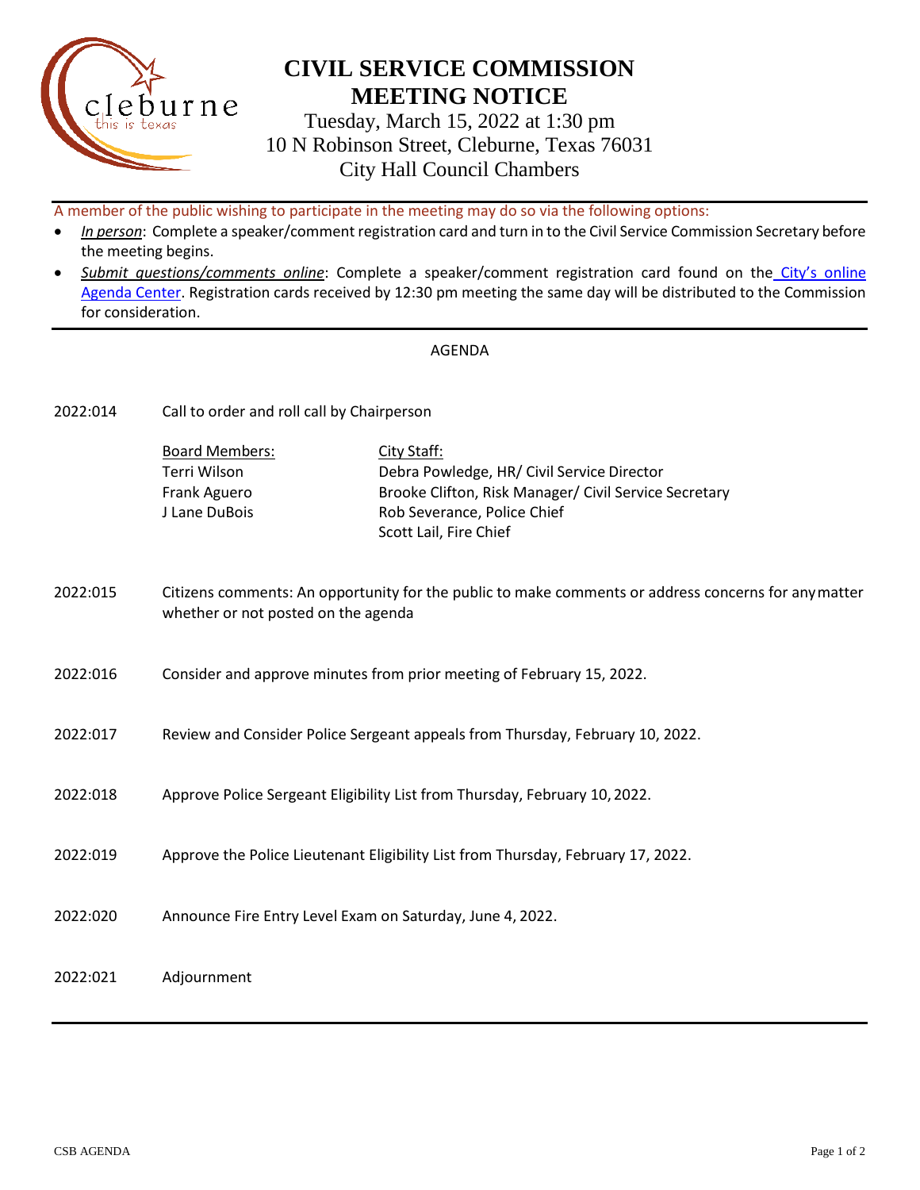# CIVIL SERVICE COMMISSION MEETING NOTICE

Tuesday, March 15, 2022 at 1:30 pm
10 N Robinson Street, Cleburne, Texas 76031
City Hall Council Chambers

A member of the public wishing to participate in the meeting may do so via the following options:

- *In person*: Complete a speaker/comment registration card and turn in to the Civil Service Commission Secretary before the meeting begins.
- *Submit questions/comments online*: Complete a speaker/comment registration card found on the City's online Agenda Center. Registration cards received by 12:30 pm meeting the same day will be distributed to the Commission for consideration.

AGENDA

2022:014 Call to order and roll call by Chairperson

| Board Members: | City Staff: |
|---|---|
| Terri Wilson | Debra Powledge, HR/ Civil Service Director |
| Frank Aguero | Brooke Clifton, Risk Manager/ Civil Service Secretary |
| J Lane DuBois | Rob Severance, Police Chief |
| | Scott Lail, Fire Chief |

2022:015 Citizens comments: An opportunity for the public to make comments or address concerns for any matter whether or not posted on the agenda

2022:016 Consider and approve minutes from prior meeting of February 15, 2022.

2022:017 Review and Consider Police Sergeant appeals from Thursday, February 10, 2022.

2022:018 Approve Police Sergeant Eligibility List from Thursday, February 10, 2022.

2022:019 Approve the Police Lieutenant Eligibility List from Thursday, February 17, 2022.

2022:020 Announce Fire Entry Level Exam on Saturday, June 4, 2022.

2022:021 Adjournment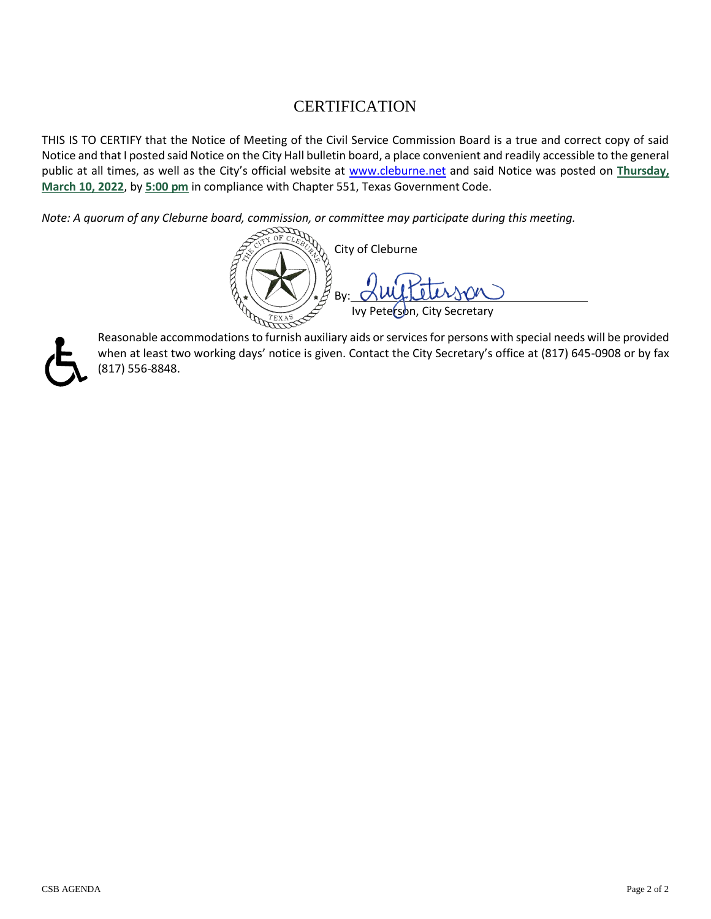# CERTIFICATION

THIS IS TO CERTIFY that the Notice of Meeting of the Civil Service Commission Board is a true and correct copy of said Notice and that I posted said Notice on the City Hall bulletin board, a place convenient and readily accessible to the general public at all times, as well as the City's official website at www.cleburne.net and said Notice was posted on **Thursday, March 10, 2022**, by **5:00 pm** in compliance with Chapter 551, Texas Government Code.

*Note: A quorum of any Cleburne board, commission, or committee may participate during this meeting.*

City of Cleburne

By: ______________________

Ivy Peterson, City Secretary

Reasonable accommodations to furnish auxiliary aids or services for persons with special needs will be provided when at least two working days' notice is given. Contact the City Secretary's office at (817) 645-0908 or by fax (817) 556-8848.